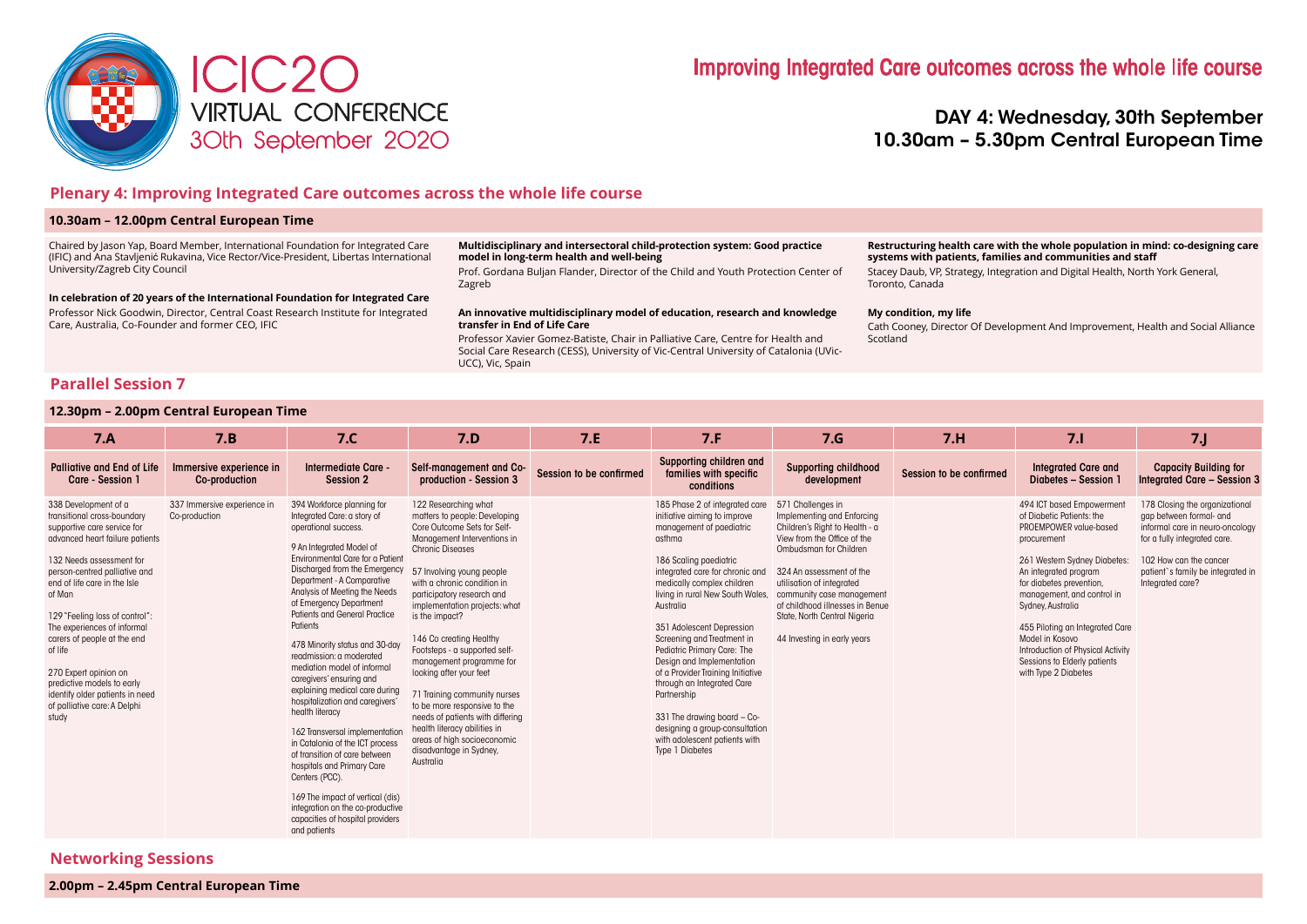# ICIC20 VIRTUAL CONFERENCE

30th September 2020

## Improving Integrated Care outcomes across the whole life course

### DAY 4: Wednesday, 30th September
### 10.30am – 5.30pm Central European Time

## Plenary 4: Improving Integrated Care outcomes across the whole life course

**10.30am – 12.00pm Central European Time**

Chaired by Jason Yap, Board Member, International Foundation for Integrated Care (IFIC) and Ana Stavljenić Rukavina, Vice Rector/Vice-President, Libertas International University/Zagreb City Council

**In celebration of 20 years of the International Foundation for Integrated Care**
Professor Nick Goodwin, Director, Central Coast Research Institute for Integrated Care, Australia, Co-Founder and former CEO, IFIC

**Multidisciplinary and intersectoral child-protection system: Good practice model in long-term health and well-being**
Prof. Gordana Buljan Flander, Director of the Child and Youth Protection Center of Zagreb

**An innovative multidisciplinary model of education, research and knowledge transfer in End of Life Care**
Professor Xavier Gomez-Batiste, Chair in Palliative Care, Centre for Health and Social Care Research (CESS), University of Vic-Central University of Catalonia (UVic-UCC), Vic, Spain

**Restructuring health care with the whole population in mind: co-designing care systems with patients, families and communities and staff**
Stacey Daub, VP, Strategy, Integration and Digital Health, North York General, Toronto, Canada

**My condition, my life**
Cath Cooney, Director Of Development And Improvement, Health and Social Alliance Scotland

## Parallel Session 7

**12.30pm – 2.00pm Central European Time**

| 7.A | 7.B | 7.C | 7.D | 7.E | 7.F | 7.G | 7.H | 7.I | 7.J |
|---|---|---|---|---|---|---|---|---|---|
| **Palliative and End of Life Care - Session 1** | **Immersive experience in Co-production** | **Intermediate Care - Session 2** | **Self-management and Co-production - Session 3** | **Session to be confirmed** | **Supporting children and families with specific conditions** | **Supporting childhood development** | **Session to be confirmed** | **Integrated Care and Diabetes – Session 1** | **Capacity Building for Integrated Care – Session 3** |
| 338 Development of a transitional cross-boundary supportive care service for advanced heart failure patients<br><br>132 Needs assessment for person-centred palliative and end of life care in the Isle of Man<br><br>129 "Feeling loss of control": The experiences of informal carers of people at the end of life<br><br>270 Expert opinion on predictive models to early identify older patients in need of palliative care: A Delphi study | 337 Immersive experience in Co-production | 394 Workforce planning for Integrated Care: a story of operational success.<br><br>9 An Integrated Model of Environmental Care for a Patient Discharged from the Emergency Department - A Comparative Analysis of Meeting the Needs of Emergency Department Patients and General Practice Patients<br><br>478 Minority status and 30-day readmission: a moderated mediation model of informal caregivers' ensuring and explaining medical care during hospitalization and caregivers' health literacy<br><br>162 Transversal implementation in Catalonia of the ICT process of transition of care between hospitals and Primary Care Centers (PCC).<br><br>169 The impact of vertical (dis) integration on the co-productive capacities of hospital providers and patients | 122 Researching what matters to people: Developing Core Outcome Sets for Self-Management Interventions in Chronic Diseases<br><br>57 Involving young people with a chronic condition in participatory research and implementation projects: what is the impact?<br><br>146 Co creating Healthy Footsteps - a supported self-management programme for looking after your feet<br><br>71 Training community nurses to be more responsive to the needs of patients with differing health literacy abilities in areas of high socioeconomic disadvantage in Sydney, Australia | | 185 Phase 2 of integrated care initiative aiming to improve management of paediatric asthma<br><br>186 Scaling paediatric integrated care for chronic and medically complex children living in rural New South Wales, Australia<br><br>351 Adolescent Depression Screening and Treatment in Pediatric Primary Care: The Design and Implementation of a Provider Training Initiative through an Integrated Care Partnership<br><br>331 The drawing board – Co-designing a group-consultation with adolescent patients with Type 1 Diabetes | 571 Challenges in Implementing and Enforcing Children's Right to Health - a View from the Office of the Ombudsman for Children<br><br>324 An assessment of the utilisation of integrated community case management of childhood illnesses in Benue State, North Central Nigeria<br><br>44 Investing in early years | | 494 ICT based Empowerment of Diabetic Patients: the PROEMPOWER value-based procurement<br><br>261 Western Sydney Diabetes: An integrated program for diabetes prevention, management, and control in Sydney, Australia<br><br>455 Piloting an Integrated Care Model in Kosovo Introduction of Physical Activity Sessions to Elderly patients with Type 2 Diabetes | 178 Closing the organizational gap between formal- and informal care in neuro-oncology for a fully integrated care.<br><br>102 How can the cancer patient`s family be integrated in Integrated care? |

## Networking Sessions

**2.00pm – 2.45pm Central European Time**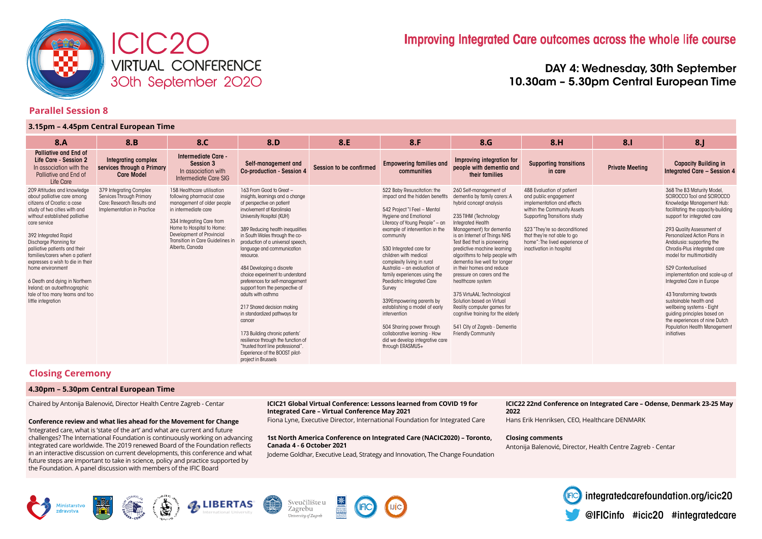# ICIC20 VIRTUAL CONFERENCE 30th September 2020

## Improving Integrated Care outcomes across the whole life course

### DAY 4: Wednesday, 30th September 10.30am – 5.30pm Central European Time

## Parallel Session 8

**3.15pm – 4.45pm Central European Time**

| 8.A | 8.B | 8.C | 8.D | 8.E | 8.F | 8.G | 8.H | 8.I | 8.J |
|---|---|---|---|---|---|---|---|---|---|
| **Palliative and End of Life Care - Session 2** In association with the Palliative and End of Life Care | **Integrating complex services through a Primary Care Model** | **Intermediate Care - Session 3** In association with Intermediate Care SIG | **Self-management and Co-production - Session 4** | **Session to be confirmed** | **Empowering families and communities** | **Improving integration for people with dementia and their families** | **Supporting transitions in care** | **Private Meeting** | **Capacity Building in Integrated Care – Session 4** |
| 209 Attitudes and knowledge about palliative care among citizens of Croatia: a case study of two cities with and without established palliative care service<br><br>392 Integrated Rapid Discharge Planning for palliative patients and their families/carers when a patient expresses a wish to die in their home environment<br><br>6 Death and dying in Northern Ireland; an autoethnographic tale of too many teams and too little integration | 379 Integrating Complex Services Through Primary Care: Research Results and Implementation in Practice | 158 Healthcare utilisation following pharmacist case management of older people in intermediate care<br><br>334 Integrating Care from Home to Hospital to Home: Development of Provincial Transition in Care Guidelines in Alberta, Canada | 163 From Good to Great – insights, learnings and a change of perspective on patient involvement at Karolinska University Hospital (KUH)<br><br>389 Reducing health inequalities in South Wales through the co-production of a universal speech, language and communication resource.<br><br>484 Developing a discrete choice experiment to understand preferences for self-management support from the perspective of adults with asthma<br><br>217 Shared decision making in standardized pathways for cancer<br><br>173 Building chronic patients' resilience through the function of "trusted front line professional". Experience of the BOOST pilot-project in Brussels | | 522 Baby Resuscitation: the impact and the hidden benefits<br><br>542 Project "I Feel – Mental Hygiene and Emotional Literacy of Young People" – an example of intervention in the community<br><br>530 Integrated care for children with medical complexity living in rural Australia – an evaluation of family experiences using the Paediatric Integrated Care Survey<br><br>339Empowering parents by establishing a model of early intervention<br><br>504 Sharing power through collaborative learning - How did we develop integrative care through ERASMUS+ | 260 Self-management of dementia by family carers: A hybrid concept analysis<br><br>235 TIHM (Technology Integrated Health Management) for dementia is an Internet of Things NHS Test Bed that is pioneering predictive machine learning algorithms to help people with dementia live well for longer in their homes and reduce pressure on carers and the healthcare system<br><br>375 VirtuAAL:Technological Solution based on Virtual Reality computer games for cognitive training for the elderly<br><br>541 City of Zagreb - Dementia Friendly Community | 488 Evaluation of patient and public engagement implementation and effects within the Community Assets Supporting Transitions study<br><br>523 "They're so deconditioned that they're not able to go home": The lived experience of inactivation in hospital | | 368 The B3 Maturity Model, SCIROCCO Tool and SCIROCCO Knowledge Management Hub: facilitating the capacity-building support for integrated care<br><br>293 Quality Assessment of Personalized Action Plans in Andalusia: supporting the Chrodis-Plus integrated care model for multimorbidity<br><br>529 Contextualised implementation and scale-up of Integrated Care in Europe<br><br>43 Transforming towards sustainable health and wellbeing systems - Eight guiding principles based on the experiences of nine Dutch Population Health Management initiatives |

## Closing Ceremony

**4.30pm – 5.30pm Central European Time**

Chaired by Antonija Balenović, Director Health Centre Zagreb - Centar

**Conference review and what lies ahead for the Movement for Change**

'Integrated care, what is 'state of the art' and what are current and future challenges? The International Foundation is continuously working on advancing integrated care worldwide. The 2019 renewed Board of the Foundation reflects in an interactive discussion on current developments, this conference and what future steps are important to take in science, policy and practice supported by the Foundation. A panel discussion with members of the IFIC Board

**ICIC21 Global Virtual Conference: Lessons learned from COVID 19 for Integrated Care – Virtual Conference May 2021**

Fiona Lyne, Executive Director, International Foundation for Integrated Care

**1st North America Conference on Integrated Care (NACIC2020) – Toronto, Canada 4 - 6 October 2021**

Jodeme Goldhar, Executive Lead, Strategy and Innovation, The Change Foundation

**ICIC22 22nd Conference on Integrated Care – Odense, Denmark 23-25 May 2022**

Hans Erik Henriksen, CEO, Healthcare DENMARK

**Closing comments**

Antonija Balenović, Director, Health Centre Zagreb - Centar

integratedcarefoundation.org/icic20

@IFICinfo #icic20 #integratedcare